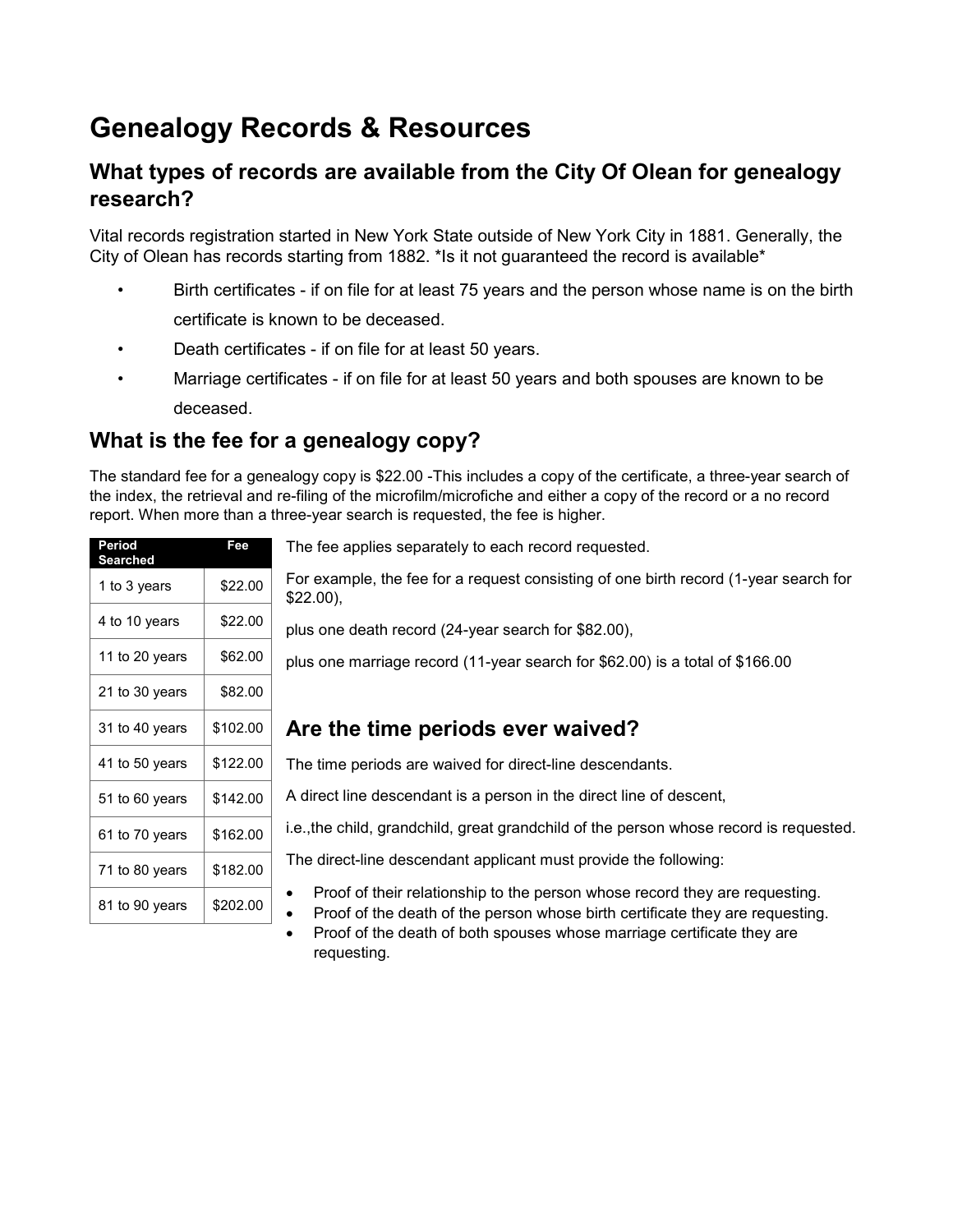# Genealogy Records & Resources

## What types of records are available from the City Of Olean for genealogy research?

Vital records registration started in New York State outside of New York City in 1881. Generally, the City of Olean has records starting from 1882. *Is it not guaranteed the record is available*

- Birth certificates - if on file for at least 75 years and the person whose name is on the birth certificate is known to be deceased.
- Death certificates - if on file for at least 50 years.
- Marriage certificates - if on file for at least 50 years and both spouses are known to be deceased.

## What is the fee for a genealogy copy?

The standard fee for a genealogy copy is $22.00 -This includes a copy of the certificate, a three-year search of the index, the retrieval and re-filing of the microfilm/microfiche and either a copy of the record or a no record report. When more than a three-year search is requested, the fee is higher.

| Period Searched | Fee |
|---|---|
| 1 to 3 years | $22.00 |
| 4 to 10 years | $22.00 |
| 11 to 20 years | $62.00 |
| 21 to 30 years | $82.00 |
| 31 to 40 years | $102.00 |
| 41 to 50 years | $122.00 |
| 51 to 60 years | $142.00 |
| 61 to 70 years | $162.00 |
| 71 to 80 years | $182.00 |
| 81 to 90 years | $202.00 |

The fee applies separately to each record requested.

For example, the fee for a request consisting of one birth record (1-year search for $22.00),

plus one death record (24-year search for $82.00),

plus one marriage record (11-year search for $62.00) is a total of $166.00

## Are the time periods ever waived?

The time periods are waived for direct-line descendants.

A direct line descendant is a person in the direct line of descent,

i.e.,the child, grandchild, great grandchild of the person whose record is requested.

The direct-line descendant applicant must provide the following:

- Proof of their relationship to the person whose record they are requesting.
- Proof of the death of the person whose birth certificate they are requesting.
- Proof of the death of both spouses whose marriage certificate they are requesting.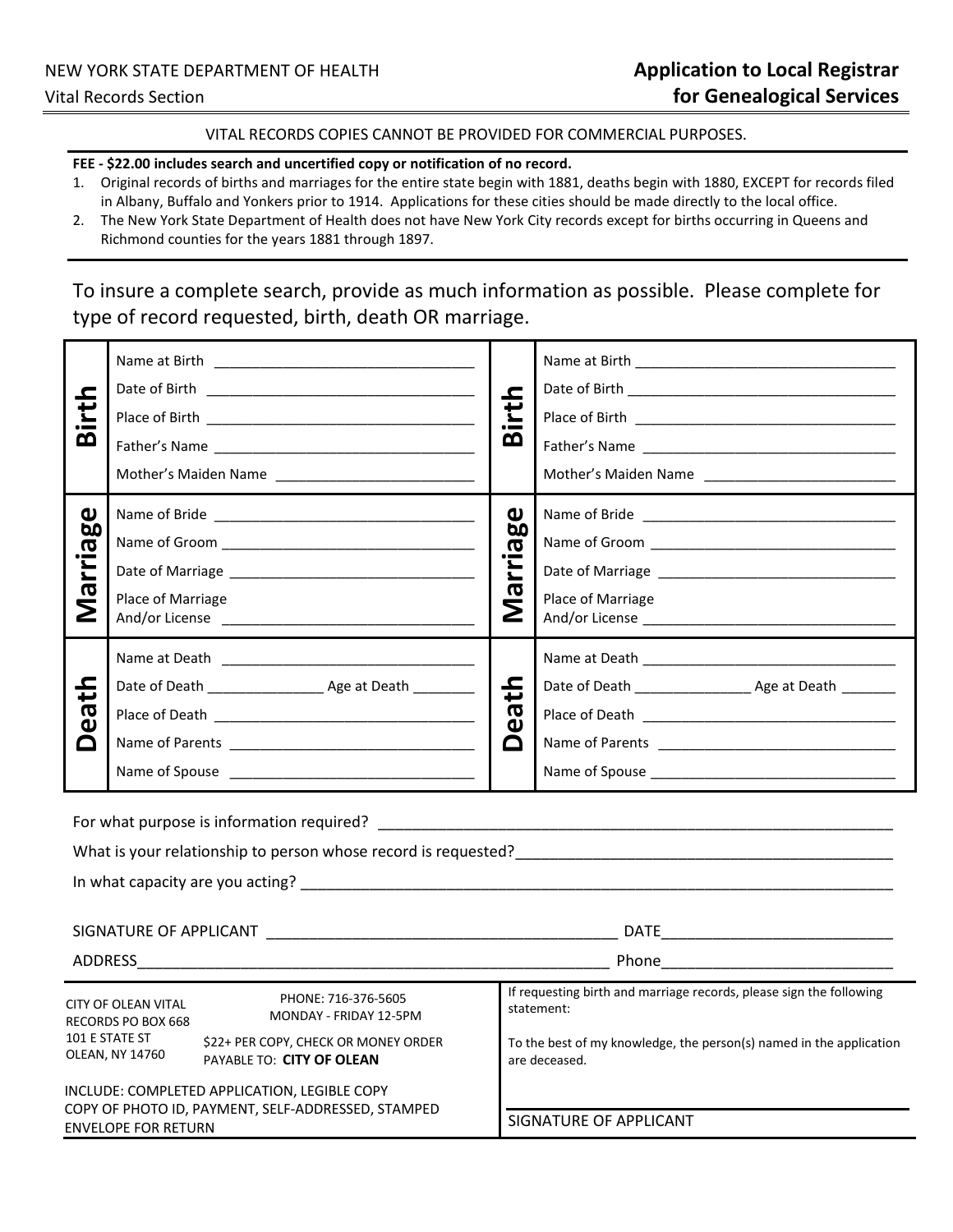NEW YORK STATE DEPARTMENT OF HEALTH
Vital Records Section

# Application to Local Registrar for Genealogical Services

VITAL RECORDS COPIES CANNOT BE PROVIDED FOR COMMERCIAL PURPOSES.

**FEE - $22.00 includes search and uncertified copy or notification of no record.**

1. Original records of births and marriages for the entire state begin with 1881, deaths begin with 1880, EXCEPT for records filed in Albany, Buffalo and Yonkers prior to 1914. Applications for these cities should be made directly to the local office.
2. The New York State Department of Health does not have New York City records except for births occurring in Queens and Richmond counties for the years 1881 through 1897.

To insure a complete search, provide as much information as possible. Please complete for type of record requested, birth, death OR marriage.

| | | | |
|---|---|---|---|
| **Birth** | Name at Birth ______<br>Date of Birth ______<br>Place of Birth ______<br>Father's Name ______<br>Mother's Maiden Name ______ | **Birth** | Name at Birth ______<br>Date of Birth ______<br>Place of Birth ______<br>Father's Name ______<br>Mother's Maiden Name ______ |
| **Marriage** | Name of Bride ______<br>Name of Groom ______<br>Date of Marriage ______<br>Place of Marriage<br>And/or License ______ | **Marriage** | Name of Bride ______<br>Name of Groom ______<br>Date of Marriage ______<br>Place of Marriage<br>And/or License ______ |
| **Death** | Name at Death ______<br>Date of Death ______ Age at Death ______<br>Place of Death ______<br>Name of Parents ______<br>Name of Spouse ______ | **Death** | Name at Death ______<br>Date of Death ______ Age at Death ______<br>Place of Death ______<br>Name of Parents ______<br>Name of Spouse ______ |

For what purpose is information required? ______

What is your relationship to person whose record is requested? ______

In what capacity are you acting? ______

SIGNATURE OF APPLICANT ______ DATE ______

ADDRESS ______ Phone ______

CITY OF OLEAN VITAL RECORDS PO BOX 668
101 E STATE ST
OLEAN, NY 14760

PHONE: 716-376-5605
MONDAY - FRIDAY 12-5PM

$22+ PER COPY, CHECK OR MONEY ORDER PAYABLE TO: **CITY OF OLEAN**

INCLUDE: COMPLETED APPLICATION, LEGIBLE COPY COPY OF PHOTO ID, PAYMENT, SELF-ADDRESSED, STAMPED ENVELOPE FOR RETURN

If requesting birth and marriage records, please sign the following statement:

To the best of my knowledge, the person(s) named in the application are deceased.

SIGNATURE OF APPLICANT